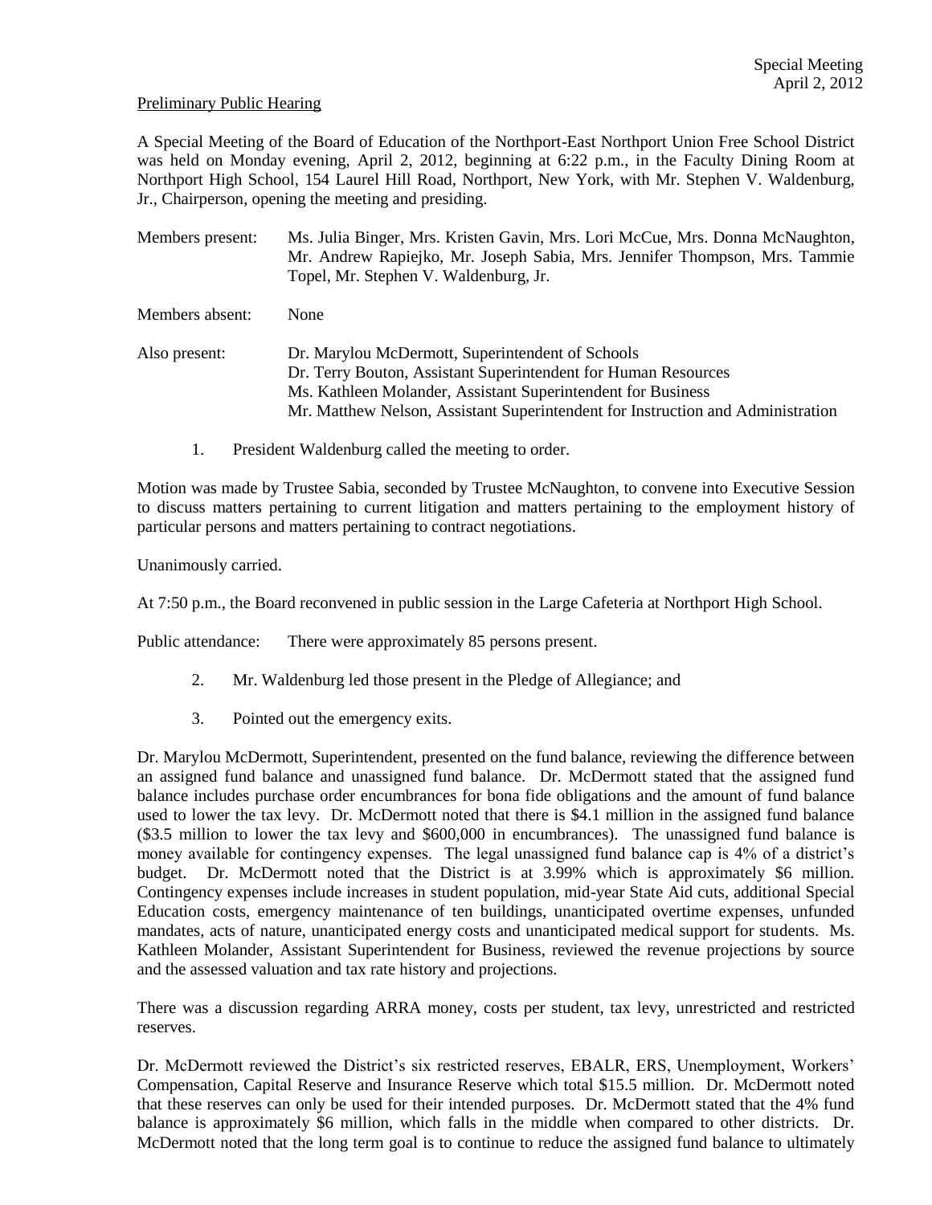Special Meeting
April 2, 2012

Preliminary Public Hearing

A Special Meeting of the Board of Education of the Northport-East Northport Union Free School District was held on Monday evening, April 2, 2012, beginning at 6:22 p.m., in the Faculty Dining Room at Northport High School, 154 Laurel Hill Road, Northport, New York, with Mr. Stephen V. Waldenburg, Jr., Chairperson, opening the meeting and presiding.

Members present: Ms. Julia Binger, Mrs. Kristen Gavin, Mrs. Lori McCue, Mrs. Donna McNaughton, Mr. Andrew Rapiejko, Mr. Joseph Sabia, Mrs. Jennifer Thompson, Mrs. Tammie Topel, Mr. Stephen V. Waldenburg, Jr.

Members absent: None

Also present: Dr. Marylou McDermott, Superintendent of Schools
Dr. Terry Bouton, Assistant Superintendent for Human Resources
Ms. Kathleen Molander, Assistant Superintendent for Business
Mr. Matthew Nelson, Assistant Superintendent for Instruction and Administration

1. President Waldenburg called the meeting to order.

Motion was made by Trustee Sabia, seconded by Trustee McNaughton, to convene into Executive Session to discuss matters pertaining to current litigation and matters pertaining to the employment history of particular persons and matters pertaining to contract negotiations.

Unanimously carried.

At 7:50 p.m., the Board reconvened in public session in the Large Cafeteria at Northport High School.

Public attendance: There were approximately 85 persons present.

2. Mr. Waldenburg led those present in the Pledge of Allegiance; and

3. Pointed out the emergency exits.

Dr. Marylou McDermott, Superintendent, presented on the fund balance, reviewing the difference between an assigned fund balance and unassigned fund balance. Dr. McDermott stated that the assigned fund balance includes purchase order encumbrances for bona fide obligations and the amount of fund balance used to lower the tax levy. Dr. McDermott noted that there is $4.1 million in the assigned fund balance ($3.5 million to lower the tax levy and $600,000 in encumbrances). The unassigned fund balance is money available for contingency expenses. The legal unassigned fund balance cap is 4% of a district's budget. Dr. McDermott noted that the District is at 3.99% which is approximately $6 million. Contingency expenses include increases in student population, mid-year State Aid cuts, additional Special Education costs, emergency maintenance of ten buildings, unanticipated overtime expenses, unfunded mandates, acts of nature, unanticipated energy costs and unanticipated medical support for students. Ms. Kathleen Molander, Assistant Superintendent for Business, reviewed the revenue projections by source and the assessed valuation and tax rate history and projections.

There was a discussion regarding ARRA money, costs per student, tax levy, unrestricted and restricted reserves.

Dr. McDermott reviewed the District's six restricted reserves, EBALR, ERS, Unemployment, Workers' Compensation, Capital Reserve and Insurance Reserve which total $15.5 million. Dr. McDermott noted that these reserves can only be used for their intended purposes. Dr. McDermott stated that the 4% fund balance is approximately $6 million, which falls in the middle when compared to other districts. Dr. McDermott noted that the long term goal is to continue to reduce the assigned fund balance to ultimately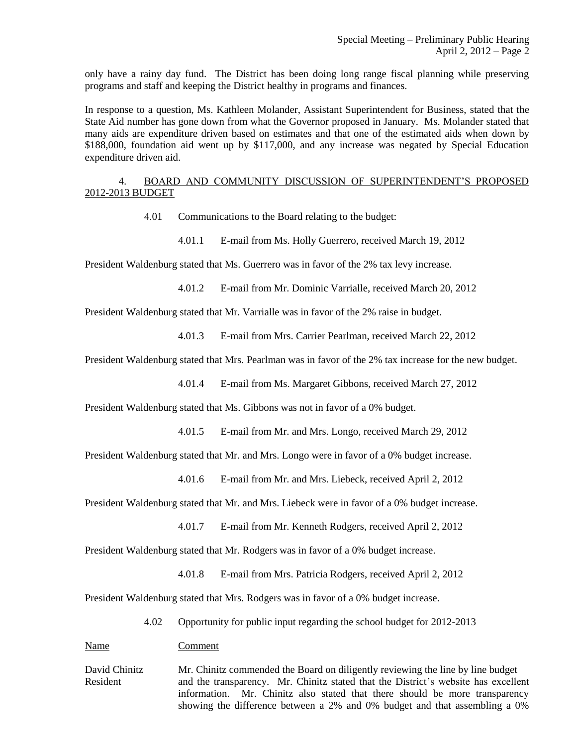only have a rainy day fund. The District has been doing long range fiscal planning while preserving programs and staff and keeping the District healthy in programs and finances.

In response to a question, Ms. Kathleen Molander, Assistant Superintendent for Business, stated that the State Aid number has gone down from what the Governor proposed in January. Ms. Molander stated that many aids are expenditure driven based on estimates and that one of the estimated aids when down by \$188,000, foundation aid went up by \$117,000, and any increase was negated by Special Education expenditure driven aid.

4. <u>BOARD AND COMMUNITY DISCUSSION OF SUPERINTENDENT'S PROPOSED 2012-2013 BUDGET</u>

4.01 Communications to the Board relating to the budget:

4.01.1 E-mail from Ms. Holly Guerrero, received March 19, 2012

President Waldenburg stated that Ms. Guerrero was in favor of the 2% tax levy increase.

4.01.2 E-mail from Mr. Dominic Varrialle, received March 20, 2012

President Waldenburg stated that Mr. Varrialle was in favor of the 2% raise in budget.

4.01.3 E-mail from Mrs. Carrier Pearlman, received March 22, 2012

President Waldenburg stated that Mrs. Pearlman was in favor of the 2% tax increase for the new budget.

4.01.4 E-mail from Ms. Margaret Gibbons, received March 27, 2012

President Waldenburg stated that Ms. Gibbons was not in favor of a 0% budget.

4.01.5 E-mail from Mr. and Mrs. Longo, received March 29, 2012

President Waldenburg stated that Mr. and Mrs. Longo were in favor of a 0% budget increase.

4.01.6 E-mail from Mr. and Mrs. Liebeck, received April 2, 2012

President Waldenburg stated that Mr. and Mrs. Liebeck were in favor of a 0% budget increase.

4.01.7 E-mail from Mr. Kenneth Rodgers, received April 2, 2012

President Waldenburg stated that Mr. Rodgers was in favor of a 0% budget increase.

4.01.8 E-mail from Mrs. Patricia Rodgers, received April 2, 2012

President Waldenburg stated that Mrs. Rodgers was in favor of a 0% budget increase.

4.02 Opportunity for public input regarding the school budget for 2012-2013

| Name | Comment |
|---|---|
| David Chinitz Resident | Mr. Chinitz commended the Board on diligently reviewing the line by line budget and the transparency. Mr. Chinitz stated that the District's website has excellent information. Mr. Chinitz also stated that there should be more transparency showing the difference between a 2% and 0% budget and that assembling a 0% |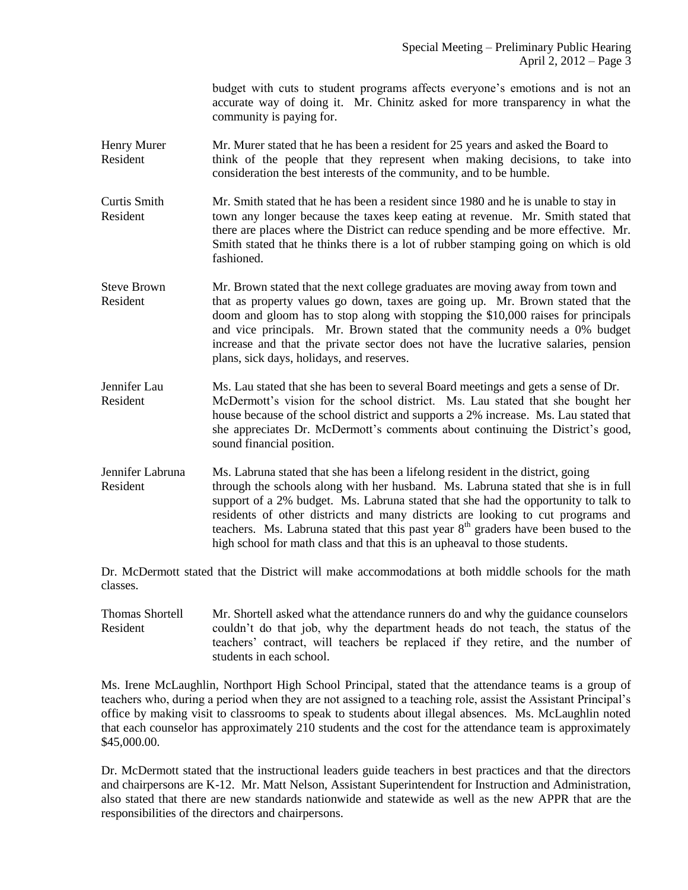budget with cuts to student programs affects everyone's emotions and is not an accurate way of doing it. Mr. Chinitz asked for more transparency in what the community is paying for.

Henry Murer
Resident

Mr. Murer stated that he has been a resident for 25 years and asked the Board to think of the people that they represent when making decisions, to take into consideration the best interests of the community, and to be humble.

Curtis Smith
Resident

Mr. Smith stated that he has been a resident since 1980 and he is unable to stay in town any longer because the taxes keep eating at revenue. Mr. Smith stated that there are places where the District can reduce spending and be more effective. Mr. Smith stated that he thinks there is a lot of rubber stamping going on which is old fashioned.

Steve Brown
Resident

Mr. Brown stated that the next college graduates are moving away from town and that as property values go down, taxes are going up. Mr. Brown stated that the doom and gloom has to stop along with stopping the $10,000 raises for principals and vice principals. Mr. Brown stated that the community needs a 0% budget increase and that the private sector does not have the lucrative salaries, pension plans, sick days, holidays, and reserves.

Jennifer Lau
Resident

Ms. Lau stated that she has been to several Board meetings and gets a sense of Dr. McDermott's vision for the school district. Ms. Lau stated that she bought her house because of the school district and supports a 2% increase. Ms. Lau stated that she appreciates Dr. McDermott's comments about continuing the District's good, sound financial position.

Jennifer Labruna
Resident

Ms. Labruna stated that she has been a lifelong resident in the district, going through the schools along with her husband. Ms. Labruna stated that she is in full support of a 2% budget. Ms. Labruna stated that she had the opportunity to talk to residents of other districts and many districts are looking to cut programs and teachers. Ms. Labruna stated that this past year 8th graders have been bused to the high school for math class and that this is an upheaval to those students.

Dr. McDermott stated that the District will make accommodations at both middle schools for the math classes.

Thomas Shortell
Resident

Mr. Shortell asked what the attendance runners do and why the guidance counselors couldn't do that job, why the department heads do not teach, the status of the teachers' contract, will teachers be replaced if they retire, and the number of students in each school.

Ms. Irene McLaughlin, Northport High School Principal, stated that the attendance teams is a group of teachers who, during a period when they are not assigned to a teaching role, assist the Assistant Principal's office by making visit to classrooms to speak to students about illegal absences. Ms. McLaughlin noted that each counselor has approximately 210 students and the cost for the attendance team is approximately $45,000.00.

Dr. McDermott stated that the instructional leaders guide teachers in best practices and that the directors and chairpersons are K-12. Mr. Matt Nelson, Assistant Superintendent for Instruction and Administration, also stated that there are new standards nationwide and statewide as well as the new APPR that are the responsibilities of the directors and chairpersons.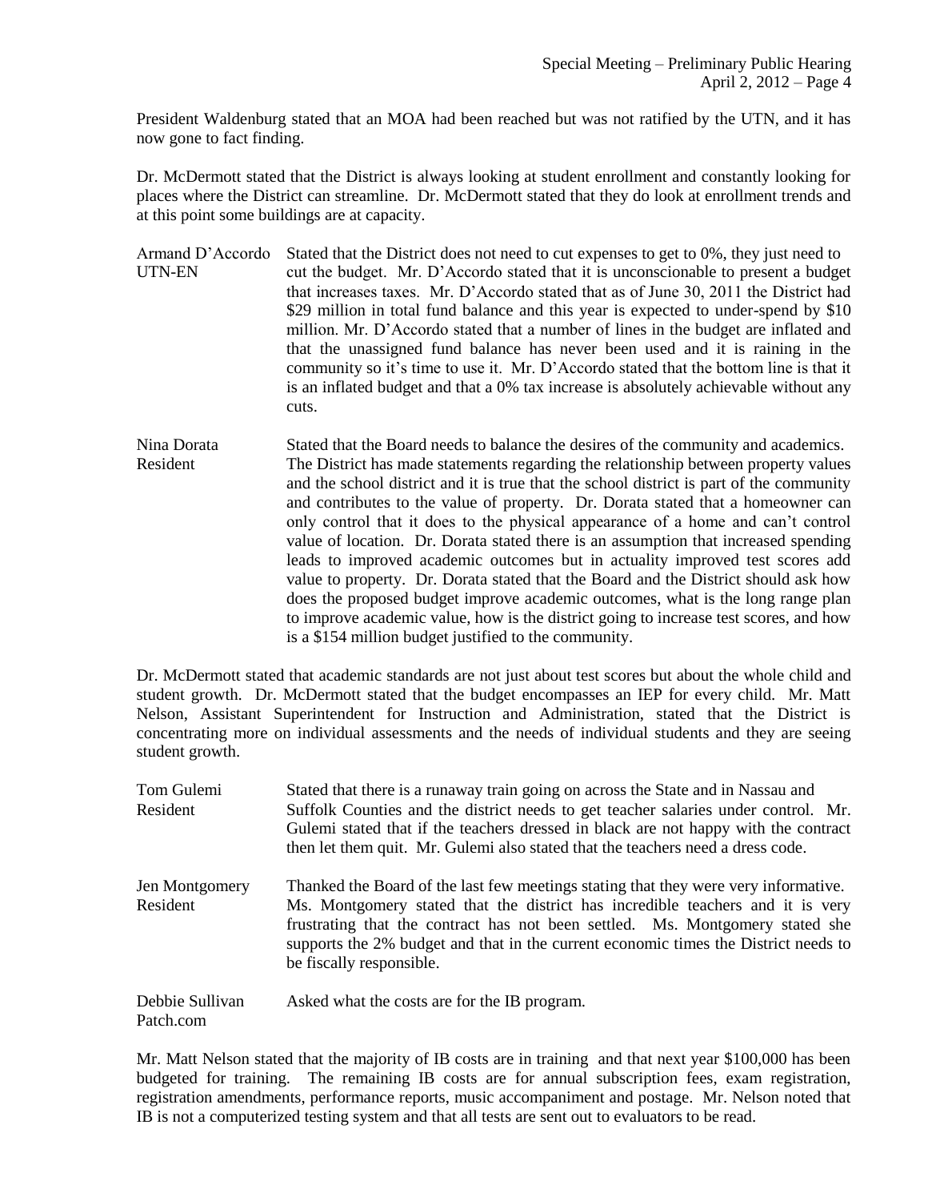President Waldenburg stated that an MOA had been reached but was not ratified by the UTN, and it has now gone to fact finding.

Dr. McDermott stated that the District is always looking at student enrollment and constantly looking for places where the District can streamline. Dr. McDermott stated that they do look at enrollment trends and at this point some buildings are at capacity.

**Armand D'Accordo**
UTN-EN

Stated that the District does not need to cut expenses to get to 0%, they just need to cut the budget. Mr. D'Accordo stated that it is unconscionable to present a budget that increases taxes. Mr. D'Accordo stated that as of June 30, 2011 the District had \$29 million in total fund balance and this year is expected to under-spend by \$10 million. Mr. D'Accordo stated that a number of lines in the budget are inflated and that the unassigned fund balance has never been used and it is raining in the community so it's time to use it. Mr. D'Accordo stated that the bottom line is that it is an inflated budget and that a 0% tax increase is absolutely achievable without any cuts.

**Nina Dorata**
Resident

Stated that the Board needs to balance the desires of the community and academics. The District has made statements regarding the relationship between property values and the school district and it is true that the school district is part of the community and contributes to the value of property. Dr. Dorata stated that a homeowner can only control that it does to the physical appearance of a home and can't control value of location. Dr. Dorata stated there is an assumption that increased spending leads to improved academic outcomes but in actuality improved test scores add value to property. Dr. Dorata stated that the Board and the District should ask how does the proposed budget improve academic outcomes, what is the long range plan to improve academic value, how is the district going to increase test scores, and how is a \$154 million budget justified to the community.

Dr. McDermott stated that academic standards are not just about test scores but about the whole child and student growth. Dr. McDermott stated that the budget encompasses an IEP for every child. Mr. Matt Nelson, Assistant Superintendent for Instruction and Administration, stated that the District is concentrating more on individual assessments and the needs of individual students and they are seeing student growth.

**Tom Gulemi**
Resident

Stated that there is a runaway train going on across the State and in Nassau and Suffolk Counties and the district needs to get teacher salaries under control. Mr. Gulemi stated that if the teachers dressed in black are not happy with the contract then let them quit. Mr. Gulemi also stated that the teachers need a dress code.

**Jen Montgomery**
Resident

Thanked the Board of the last few meetings stating that they were very informative. Ms. Montgomery stated that the district has incredible teachers and it is very frustrating that the contract has not been settled. Ms. Montgomery stated she supports the 2% budget and that in the current economic times the District needs to be fiscally responsible.

**Debbie Sullivan**
Patch.com

Asked what the costs are for the IB program.

Mr. Matt Nelson stated that the majority of IB costs are in training and that next year \$100,000 has been budgeted for training. The remaining IB costs are for annual subscription fees, exam registration, registration amendments, performance reports, music accompaniment and postage. Mr. Nelson noted that IB is not a computerized testing system and that all tests are sent out to evaluators to be read.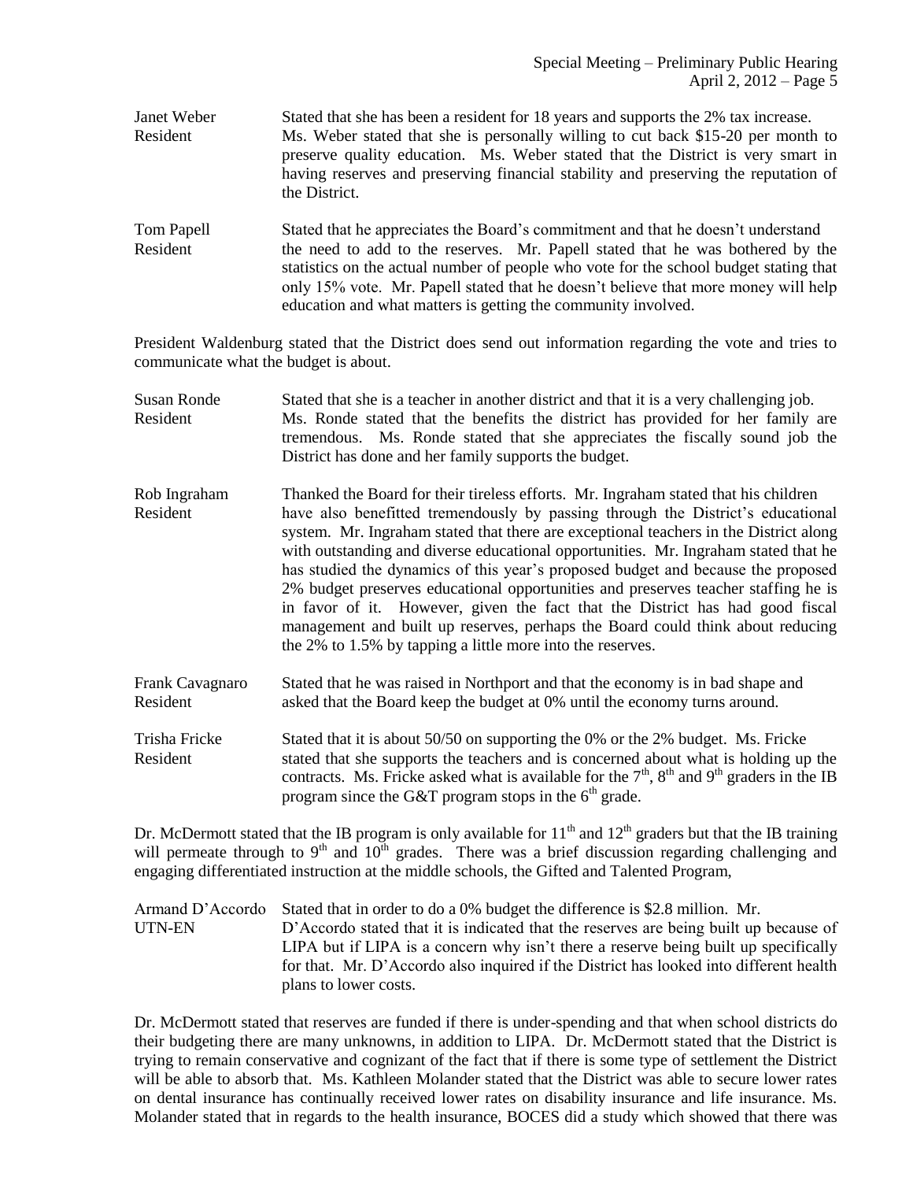| | |
|---|---|
| Janet Weber<br>Resident | Stated that she has been a resident for 18 years and supports the 2% tax increase. Ms. Weber stated that she is personally willing to cut back \$15-20 per month to preserve quality education. Ms. Weber stated that the District is very smart in having reserves and preserving financial stability and preserving the reputation of the District. |
| Tom Papell<br>Resident | Stated that he appreciates the Board's commitment and that he doesn't understand the need to add to the reserves. Mr. Papell stated that he was bothered by the statistics on the actual number of people who vote for the school budget stating that only 15% vote. Mr. Papell stated that he doesn't believe that more money will help education and what matters is getting the community involved. |

President Waldenburg stated that the District does send out information regarding the vote and tries to communicate what the budget is about.

| | |
|---|---|
| Susan Ronde<br>Resident | Stated that she is a teacher in another district and that it is a very challenging job. Ms. Ronde stated that the benefits the district has provided for her family are tremendous. Ms. Ronde stated that she appreciates the fiscally sound job the District has done and her family supports the budget. |
| Rob Ingraham<br>Resident | Thanked the Board for their tireless efforts. Mr. Ingraham stated that his children have also benefitted tremendously by passing through the District's educational system. Mr. Ingraham stated that there are exceptional teachers in the District along with outstanding and diverse educational opportunities. Mr. Ingraham stated that he has studied the dynamics of this year's proposed budget and because the proposed 2% budget preserves educational opportunities and preserves teacher staffing he is in favor of it. However, given the fact that the District has had good fiscal management and built up reserves, perhaps the Board could think about reducing the 2% to 1.5% by tapping a little more into the reserves. |
| Frank Cavagnaro<br>Resident | Stated that he was raised in Northport and that the economy is in bad shape and asked that the Board keep the budget at 0% until the economy turns around. |
| Trisha Fricke<br>Resident | Stated that it is about 50/50 on supporting the 0% or the 2% budget. Ms. Fricke stated that she supports the teachers and is concerned about what is holding up the contracts. Ms. Fricke asked what is available for the 7th, 8th and 9th graders in the IB program since the G&T program stops in the 6th grade. |

Dr. McDermott stated that the IB program is only available for 11th and 12th graders but that the IB training will permeate through to 9th and 10th grades. There was a brief discussion regarding challenging and engaging differentiated instruction at the middle schools, the Gifted and Talented Program,

| | |
|---|---|
| Armand D'Accordo<br>UTN-EN | Stated that in order to do a 0% budget the difference is \$2.8 million. Mr. D'Accordo stated that it is indicated that the reserves are being built up because of LIPA but if LIPA is a concern why isn't there a reserve being built up specifically for that. Mr. D'Accordo also inquired if the District has looked into different health plans to lower costs. |

Dr. McDermott stated that reserves are funded if there is under-spending and that when school districts do their budgeting there are many unknowns, in addition to LIPA. Dr. McDermott stated that the District is trying to remain conservative and cognizant of the fact that if there is some type of settlement the District will be able to absorb that. Ms. Kathleen Molander stated that the District was able to secure lower rates on dental insurance has continually received lower rates on disability insurance and life insurance. Ms. Molander stated that in regards to the health insurance, BOCES did a study which showed that there was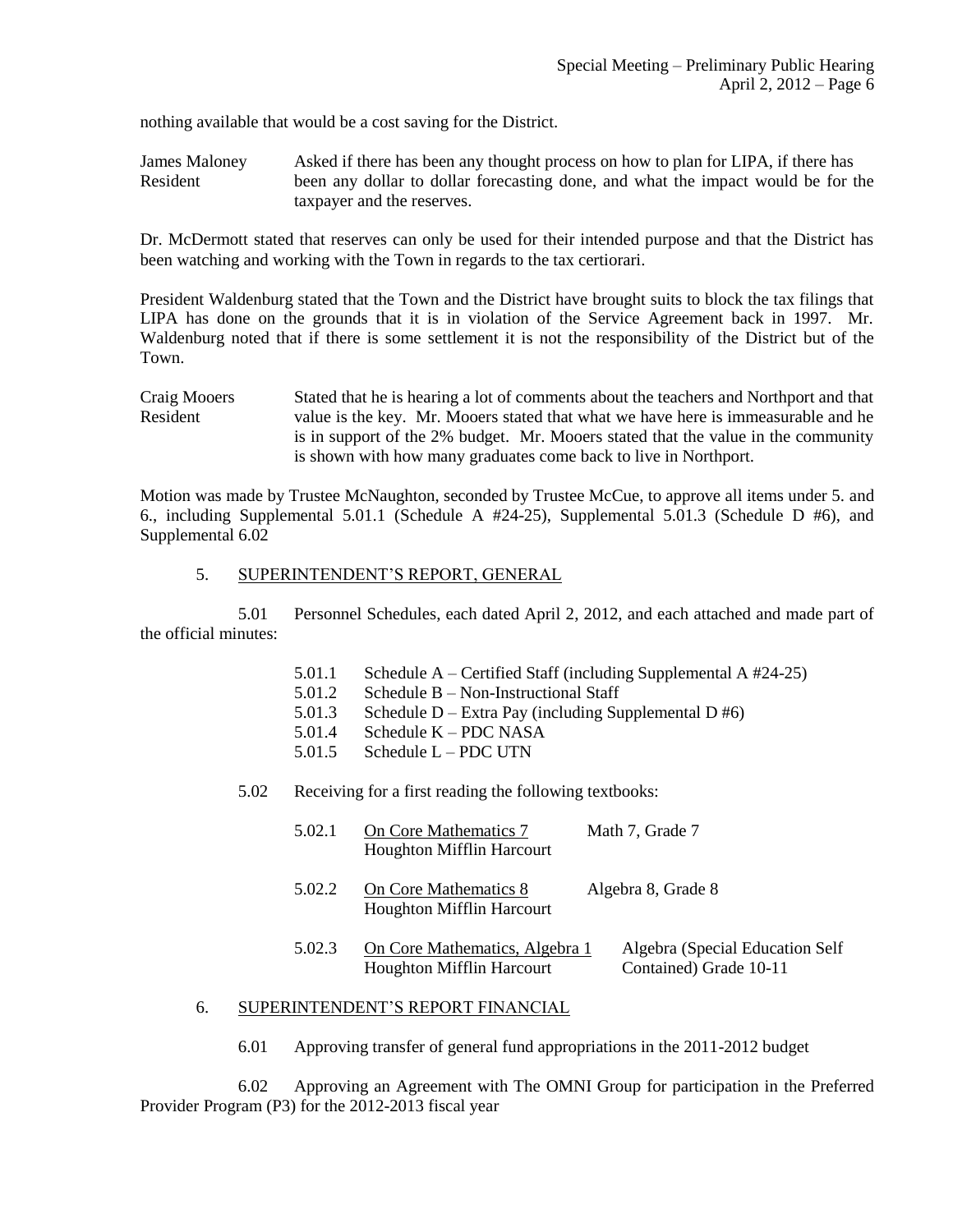nothing available that would be a cost saving for the District.

| | |
|---|---|
| James Maloney<br>Resident | Asked if there has been any thought process on how to plan for LIPA, if there has been any dollar to dollar forecasting done, and what the impact would be for the taxpayer and the reserves. |

Dr. McDermott stated that reserves can only be used for their intended purpose and that the District has been watching and working with the Town in regards to the tax certiorari.

President Waldenburg stated that the Town and the District have brought suits to block the tax filings that LIPA has done on the grounds that it is in violation of the Service Agreement back in 1997. Mr. Waldenburg noted that if there is some settlement it is not the responsibility of the District but of the Town.

| | |
|---|---|
| Craig Mooers<br>Resident | Stated that he is hearing a lot of comments about the teachers and Northport and that value is the key. Mr. Mooers stated that what we have here is immeasurable and he is in support of the 2% budget. Mr. Mooers stated that the value in the community is shown with how many graduates come back to live in Northport. |

Motion was made by Trustee McNaughton, seconded by Trustee McCue, to approve all items under 5. and 6., including Supplemental 5.01.1 (Schedule A #24-25), Supplemental 5.01.3 (Schedule D #6), and Supplemental 6.02

5. SUPERINTENDENT'S REPORT, GENERAL

5.01 Personnel Schedules, each dated April 2, 2012, and each attached and made part of the official minutes:

- 5.01.1 Schedule A – Certified Staff (including Supplemental A #24-25)
- 5.01.2 Schedule B – Non-Instructional Staff
- 5.01.3 Schedule D – Extra Pay (including Supplemental D #6)
- 5.01.4 Schedule K – PDC NASA
- 5.01.5 Schedule L – PDC UTN

5.02 Receiving for a first reading the following textbooks:

| | | |
|---|---|---|
| 5.02.1 | On Core Mathematics 7<br>Houghton Mifflin Harcourt | Math 7, Grade 7 |
| 5.02.2 | On Core Mathematics 8<br>Houghton Mifflin Harcourt | Algebra 8, Grade 8 |
| 5.02.3 | On Core Mathematics, Algebra 1<br>Houghton Mifflin Harcourt | Algebra (Special Education Self Contained) Grade 10-11 |

6. SUPERINTENDENT'S REPORT FINANCIAL

6.01 Approving transfer of general fund appropriations in the 2011-2012 budget

6.02 Approving an Agreement with The OMNI Group for participation in the Preferred Provider Program (P3) for the 2012-2013 fiscal year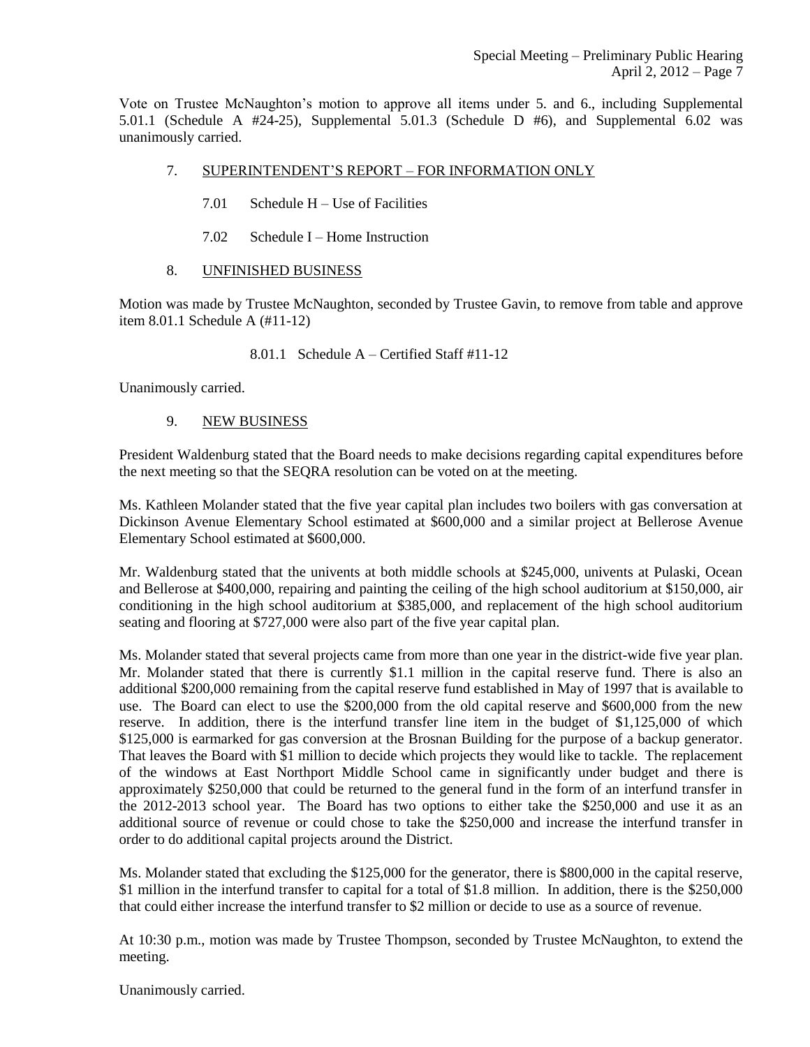Vote on Trustee McNaughton's motion to approve all items under 5. and 6., including Supplemental 5.01.1 (Schedule A #24-25), Supplemental 5.01.3 (Schedule D #6), and Supplemental 6.02 was unanimously carried.

7. SUPERINTENDENT'S REPORT – FOR INFORMATION ONLY

   7.01 Schedule H – Use of Facilities

   7.02 Schedule I – Home Instruction

8. UNFINISHED BUSINESS

Motion was made by Trustee McNaughton, seconded by Trustee Gavin, to remove from table and approve item 8.01.1 Schedule A (#11-12)

   8.01.1 Schedule A – Certified Staff #11-12

Unanimously carried.

9. NEW BUSINESS

President Waldenburg stated that the Board needs to make decisions regarding capital expenditures before the next meeting so that the SEQRA resolution can be voted on at the meeting.

Ms. Kathleen Molander stated that the five year capital plan includes two boilers with gas conversation at Dickinson Avenue Elementary School estimated at $600,000 and a similar project at Bellerose Avenue Elementary School estimated at $600,000.

Mr. Waldenburg stated that the univents at both middle schools at $245,000, univents at Pulaski, Ocean and Bellerose at $400,000, repairing and painting the ceiling of the high school auditorium at $150,000, air conditioning in the high school auditorium at $385,000, and replacement of the high school auditorium seating and flooring at $727,000 were also part of the five year capital plan.

Ms. Molander stated that several projects came from more than one year in the district-wide five year plan. Mr. Molander stated that there is currently $1.1 million in the capital reserve fund. There is also an additional $200,000 remaining from the capital reserve fund established in May of 1997 that is available to use. The Board can elect to use the $200,000 from the old capital reserve and $600,000 from the new reserve. In addition, there is the interfund transfer line item in the budget of $1,125,000 of which $125,000 is earmarked for gas conversion at the Brosnan Building for the purpose of a backup generator. That leaves the Board with $1 million to decide which projects they would like to tackle. The replacement of the windows at East Northport Middle School came in significantly under budget and there is approximately $250,000 that could be returned to the general fund in the form of an interfund transfer in the 2012-2013 school year. The Board has two options to either take the $250,000 and use it as an additional source of revenue or could chose to take the $250,000 and increase the interfund transfer in order to do additional capital projects around the District.

Ms. Molander stated that excluding the $125,000 for the generator, there is $800,000 in the capital reserve, $1 million in the interfund transfer to capital for a total of $1.8 million. In addition, there is the $250,000 that could either increase the interfund transfer to $2 million or decide to use as a source of revenue.

At 10:30 p.m., motion was made by Trustee Thompson, seconded by Trustee McNaughton, to extend the meeting.

Unanimously carried.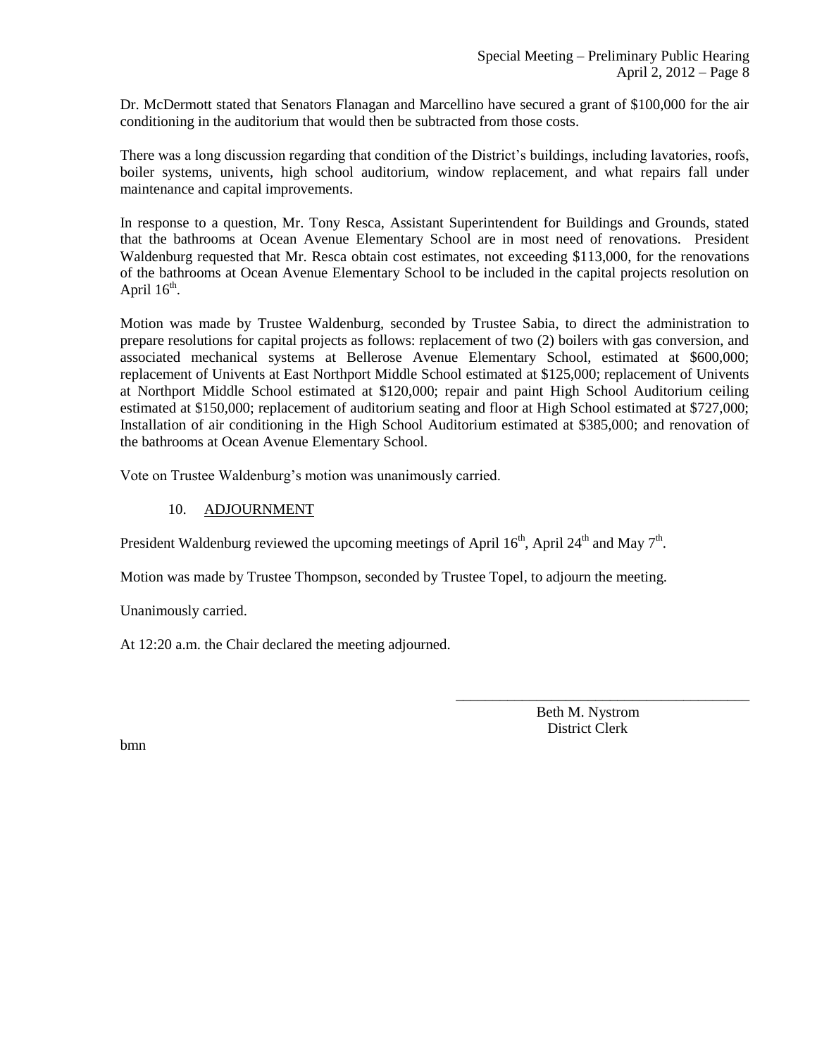Dr. McDermott stated that Senators Flanagan and Marcellino have secured a grant of $100,000 for the air conditioning in the auditorium that would then be subtracted from those costs.

There was a long discussion regarding that condition of the District's buildings, including lavatories, roofs, boiler systems, univents, high school auditorium, window replacement, and what repairs fall under maintenance and capital improvements.

In response to a question, Mr. Tony Resca, Assistant Superintendent for Buildings and Grounds, stated that the bathrooms at Ocean Avenue Elementary School are in most need of renovations. President Waldenburg requested that Mr. Resca obtain cost estimates, not exceeding $113,000, for the renovations of the bathrooms at Ocean Avenue Elementary School to be included in the capital projects resolution on April 16th.

Motion was made by Trustee Waldenburg, seconded by Trustee Sabia, to direct the administration to prepare resolutions for capital projects as follows: replacement of two (2) boilers with gas conversion, and associated mechanical systems at Bellerose Avenue Elementary School, estimated at $600,000; replacement of Univents at East Northport Middle School estimated at $125,000; replacement of Univents at Northport Middle School estimated at $120,000; repair and paint High School Auditorium ceiling estimated at $150,000; replacement of auditorium seating and floor at High School estimated at $727,000; Installation of air conditioning in the High School Auditorium estimated at $385,000; and renovation of the bathrooms at Ocean Avenue Elementary School.

Vote on Trustee Waldenburg's motion was unanimously carried.

10. ADJOURNMENT

President Waldenburg reviewed the upcoming meetings of April 16th, April 24th and May 7th.

Motion was made by Trustee Thompson, seconded by Trustee Topel, to adjourn the meeting.

Unanimously carried.

At 12:20 a.m. the Chair declared the meeting adjourned.

\_\_\_\_\_\_\_\_\_\_\_\_\_\_\_\_\_\_\_\_\_\_\_\_\_\_\_\_\_\_\_\_\_\_\_\_\_\_\_\_

Beth M. Nystrom
District Clerk

bmn